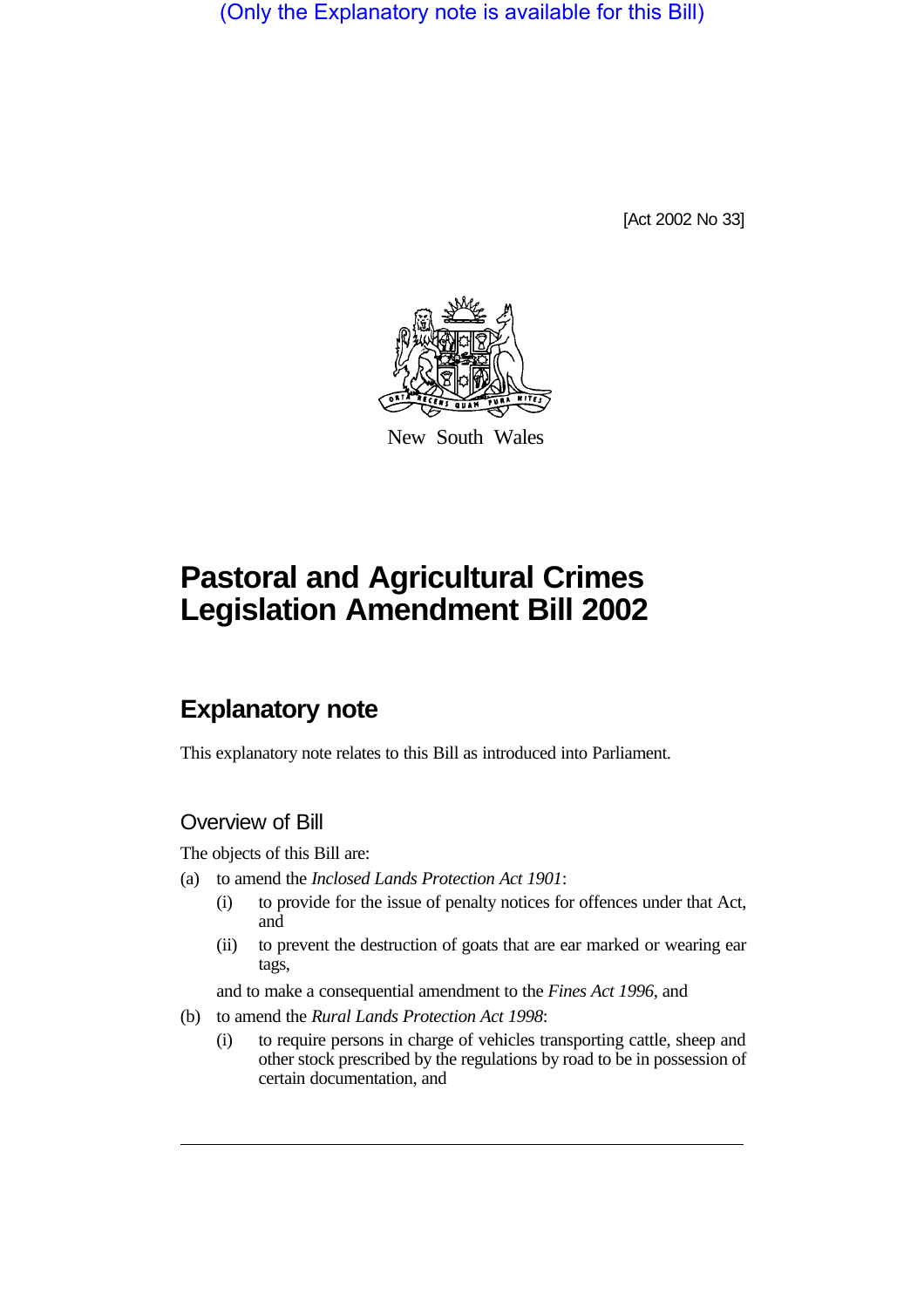(Only the Explanatory note is available for this Bill)

[Act 2002 No 33]

New South Wales

# Pastoral and Agricultural Crimes Legislation Amendment Bill 2002

## Explanatory note

This explanatory note relates to this Bill as introduced into Parliament.

### Overview of Bill

The objects of this Bill are:

(a) to amend the *Inclosed Lands Protection Act 1901*:

  (i) to provide for the issue of penalty notices for offences under that Act, and

  (ii) to prevent the destruction of goats that are ear marked or wearing ear tags,

  and to make a consequential amendment to the *Fines Act 1996*, and

(b) to amend the *Rural Lands Protection Act 1998*:

  (i) to require persons in charge of vehicles transporting cattle, sheep and other stock prescribed by the regulations by road to be in possession of certain documentation, and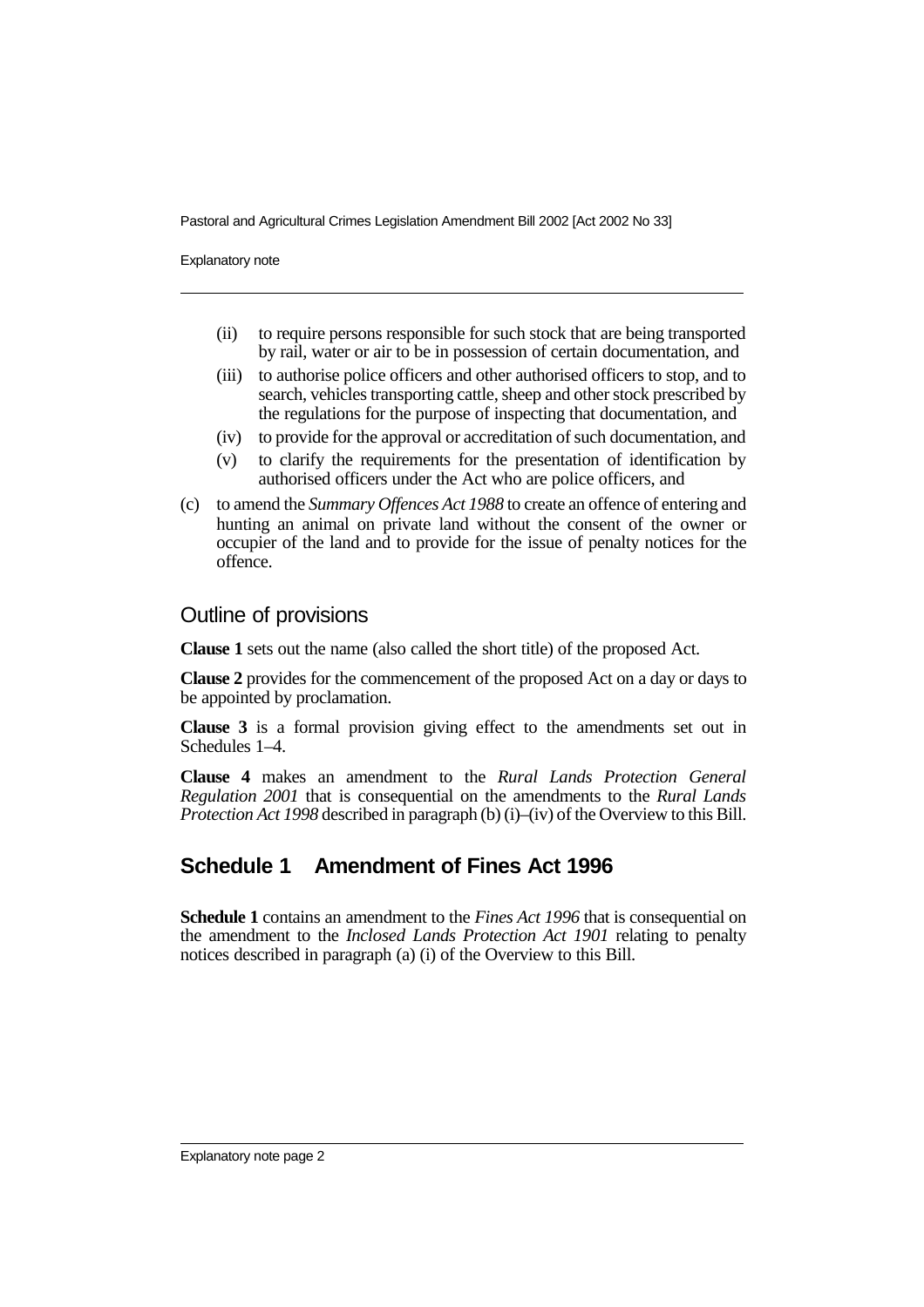(ii) to require persons responsible for such stock that are being transported by rail, water or air to be in possession of certain documentation, and

(iii) to authorise police officers and other authorised officers to stop, and to search, vehicles transporting cattle, sheep and other stock prescribed by the regulations for the purpose of inspecting that documentation, and

(iv) to provide for the approval or accreditation of such documentation, and

(v) to clarify the requirements for the presentation of identification by authorised officers under the Act who are police officers, and

(c) to amend the *Summary Offences Act 1988* to create an offence of entering and hunting an animal on private land without the consent of the owner or occupier of the land and to provide for the issue of penalty notices for the offence.

## Outline of provisions

**Clause 1** sets out the name (also called the short title) of the proposed Act.

**Clause 2** provides for the commencement of the proposed Act on a day or days to be appointed by proclamation.

**Clause 3** is a formal provision giving effect to the amendments set out in Schedules 1–4.

**Clause 4** makes an amendment to the *Rural Lands Protection General Regulation 2001* that is consequential on the amendments to the *Rural Lands Protection Act 1998* described in paragraph (b) (i)–(iv) of the Overview to this Bill.

## Schedule 1 Amendment of Fines Act 1996

**Schedule 1** contains an amendment to the *Fines Act 1996* that is consequential on the amendment to the *Inclosed Lands Protection Act 1901* relating to penalty notices described in paragraph (a) (i) of the Overview to this Bill.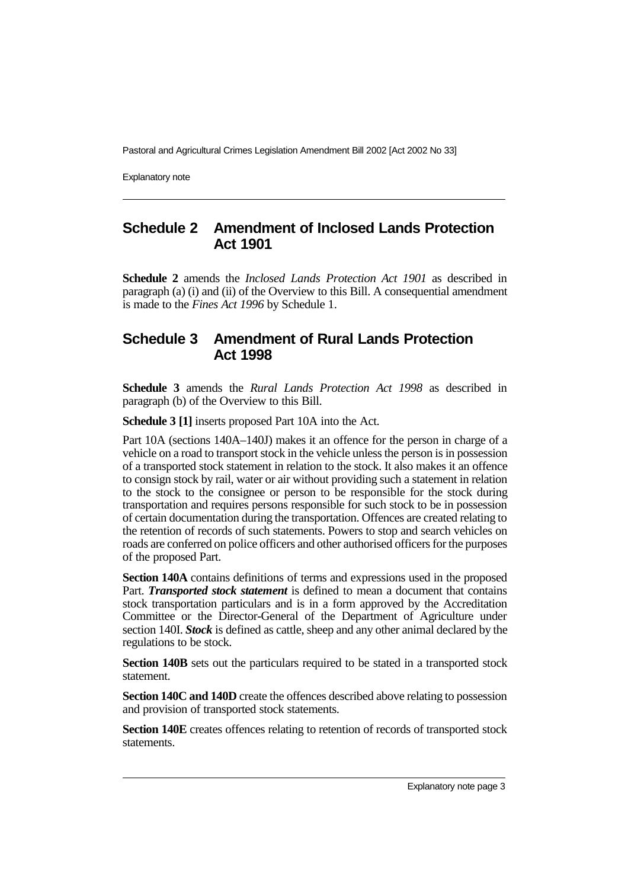## Schedule 2 Amendment of Inclosed Lands Protection Act 1901

**Schedule 2** amends the *Inclosed Lands Protection Act 1901* as described in paragraph (a) (i) and (ii) of the Overview to this Bill. A consequential amendment is made to the *Fines Act 1996* by Schedule 1.

## Schedule 3 Amendment of Rural Lands Protection Act 1998

**Schedule 3** amends the *Rural Lands Protection Act 1998* as described in paragraph (b) of the Overview to this Bill.

**Schedule 3 [1]** inserts proposed Part 10A into the Act.

Part 10A (sections 140A–140J) makes it an offence for the person in charge of a vehicle on a road to transport stock in the vehicle unless the person is in possession of a transported stock statement in relation to the stock. It also makes it an offence to consign stock by rail, water or air without providing such a statement in relation to the stock to the consignee or person to be responsible for the stock during transportation and requires persons responsible for such stock to be in possession of certain documentation during the transportation. Offences are created relating to the retention of records of such statements. Powers to stop and search vehicles on roads are conferred on police officers and other authorised officers for the purposes of the proposed Part.

**Section 140A** contains definitions of terms and expressions used in the proposed Part. ***Transported stock statement*** is defined to mean a document that contains stock transportation particulars and is in a form approved by the Accreditation Committee or the Director-General of the Department of Agriculture under section 140I. ***Stock*** is defined as cattle, sheep and any other animal declared by the regulations to be stock.

**Section 140B** sets out the particulars required to be stated in a transported stock statement.

**Section 140C and 140D** create the offences described above relating to possession and provision of transported stock statements.

**Section 140E** creates offences relating to retention of records of transported stock statements.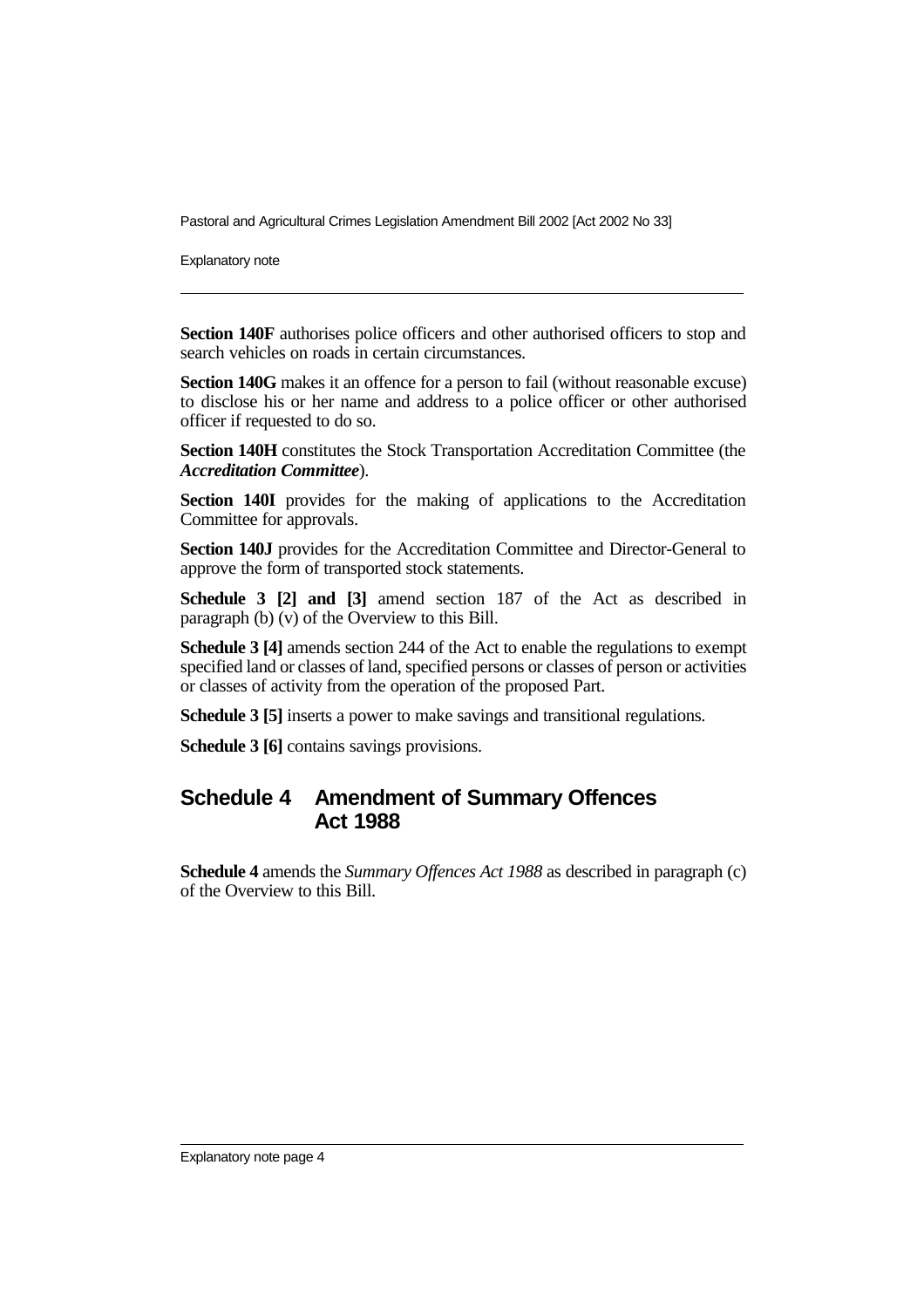**Section 140F** authorises police officers and other authorised officers to stop and search vehicles on roads in certain circumstances.

**Section 140G** makes it an offence for a person to fail (without reasonable excuse) to disclose his or her name and address to a police officer or other authorised officer if requested to do so.

**Section 140H** constitutes the Stock Transportation Accreditation Committee (the ***Accreditation Committee***).

**Section 140I** provides for the making of applications to the Accreditation Committee for approvals.

**Section 140J** provides for the Accreditation Committee and Director-General to approve the form of transported stock statements.

**Schedule 3 [2] and [3]** amend section 187 of the Act as described in paragraph (b) (v) of the Overview to this Bill.

**Schedule 3 [4]** amends section 244 of the Act to enable the regulations to exempt specified land or classes of land, specified persons or classes of person or activities or classes of activity from the operation of the proposed Part.

**Schedule 3 [5]** inserts a power to make savings and transitional regulations.

**Schedule 3 [6]** contains savings provisions.

## Schedule 4 Amendment of Summary Offences Act 1988

**Schedule 4** amends the *Summary Offences Act 1988* as described in paragraph (c) of the Overview to this Bill.